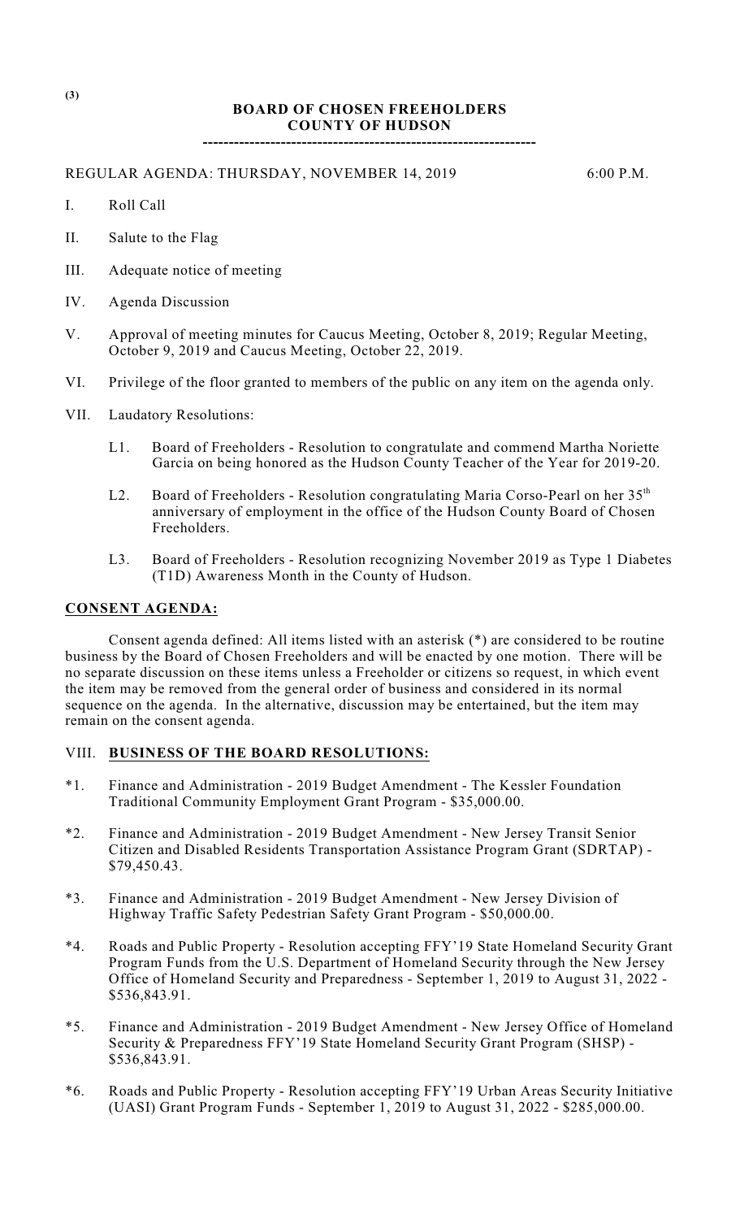(3)

# BOARD OF CHOSEN FREEHOLDERS
# COUNTY OF HUDSON

----------------------------------------------------------------

REGULAR AGENDA: THURSDAY, NOVEMBER 14, 2019 6:00 P.M.

I. Roll Call

II. Salute to the Flag

III. Adequate notice of meeting

IV. Agenda Discussion

V. Approval of meeting minutes for Caucus Meeting, October 8, 2019; Regular Meeting, October 9, 2019 and Caucus Meeting, October 22, 2019.

VI. Privilege of the floor granted to members of the public on any item on the agenda only.

VII. Laudatory Resolutions:

L1. Board of Freeholders - Resolution to congratulate and commend Martha Noriette Garcia on being honored as the Hudson County Teacher of the Year for 2019-20.

L2. Board of Freeholders - Resolution congratulating Maria Corso-Pearl on her 35th anniversary of employment in the office of the Hudson County Board of Chosen Freeholders.

L3. Board of Freeholders - Resolution recognizing November 2019 as Type 1 Diabetes (T1D) Awareness Month in the County of Hudson.

**CONSENT AGENDA:**

Consent agenda defined: All items listed with an asterisk (*) are considered to be routine business by the Board of Chosen Freeholders and will be enacted by one motion. There will be no separate discussion on these items unless a Freeholder or citizens so request, in which event the item may be removed from the general order of business and considered in its normal sequence on the agenda. In the alternative, discussion may be entertained, but the item may remain on the consent agenda.

VIII. **BUSINESS OF THE BOARD RESOLUTIONS:**

*1. Finance and Administration - 2019 Budget Amendment - The Kessler Foundation Traditional Community Employment Grant Program - $35,000.00.

*2. Finance and Administration - 2019 Budget Amendment - New Jersey Transit Senior Citizen and Disabled Residents Transportation Assistance Program Grant (SDRTAP) - $79,450.43.

*3. Finance and Administration - 2019 Budget Amendment - New Jersey Division of Highway Traffic Safety Pedestrian Safety Grant Program - $50,000.00.

*4. Roads and Public Property - Resolution accepting FFY'19 State Homeland Security Grant Program Funds from the U.S. Department of Homeland Security through the New Jersey Office of Homeland Security and Preparedness - September 1, 2019 to August 31, 2022 - $536,843.91.

*5. Finance and Administration - 2019 Budget Amendment - New Jersey Office of Homeland Security & Preparedness FFY'19 State Homeland Security Grant Program (SHSP) - $536,843.91.

*6. Roads and Public Property - Resolution accepting FFY'19 Urban Areas Security Initiative (UASI) Grant Program Funds - September 1, 2019 to August 31, 2022 - $285,000.00.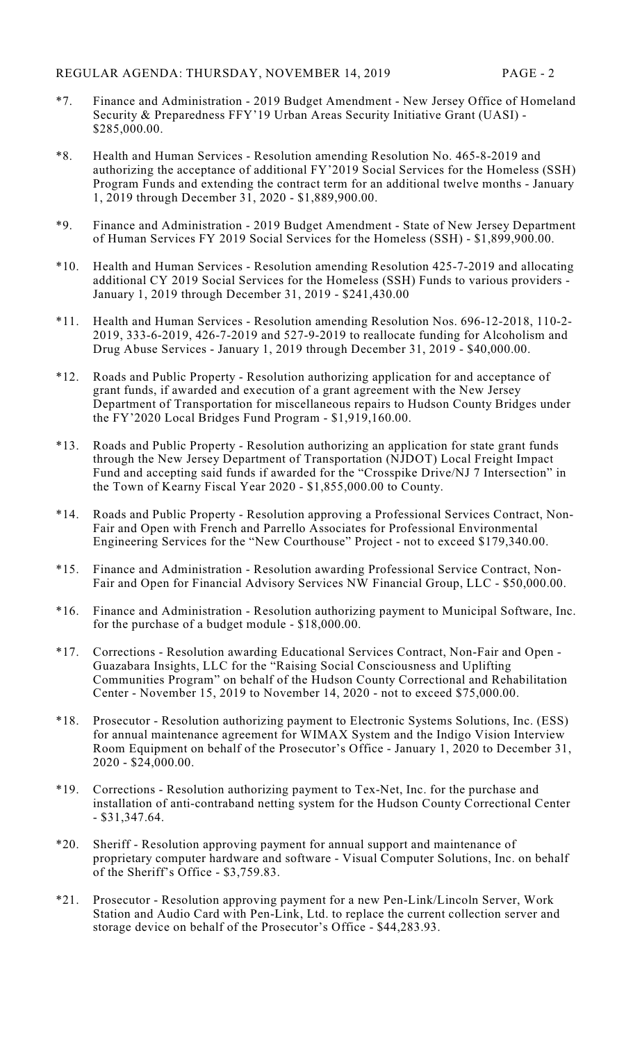*7. Finance and Administration - 2019 Budget Amendment - New Jersey Office of Homeland Security & Preparedness FFY'19 Urban Areas Security Initiative Grant (UASI) - $285,000.00.

*8. Health and Human Services - Resolution amending Resolution No. 465-8-2019 and authorizing the acceptance of additional FY'2019 Social Services for the Homeless (SSH) Program Funds and extending the contract term for an additional twelve months - January 1, 2019 through December 31, 2020 - $1,889,900.00.

*9. Finance and Administration - 2019 Budget Amendment - State of New Jersey Department of Human Services FY 2019 Social Services for the Homeless (SSH) - $1,899,900.00.

*10. Health and Human Services - Resolution amending Resolution 425-7-2019 and allocating additional CY 2019 Social Services for the Homeless (SSH) Funds to various providers - January 1, 2019 through December 31, 2019 - $241,430.00

*11. Health and Human Services - Resolution amending Resolution Nos. 696-12-2018, 110-2-2019, 333-6-2019, 426-7-2019 and 527-9-2019 to reallocate funding for Alcoholism and Drug Abuse Services - January 1, 2019 through December 31, 2019 - $40,000.00.

*12. Roads and Public Property - Resolution authorizing application for and acceptance of grant funds, if awarded and execution of a grant agreement with the New Jersey Department of Transportation for miscellaneous repairs to Hudson County Bridges under the FY'2020 Local Bridges Fund Program - $1,919,160.00.

*13. Roads and Public Property - Resolution authorizing an application for state grant funds through the New Jersey Department of Transportation (NJDOT) Local Freight Impact Fund and accepting said funds if awarded for the "Crosspike Drive/NJ 7 Intersection" in the Town of Kearny Fiscal Year 2020 - $1,855,000.00 to County.

*14. Roads and Public Property - Resolution approving a Professional Services Contract, Non-Fair and Open with French and Parrello Associates for Professional Environmental Engineering Services for the "New Courthouse" Project - not to exceed $179,340.00.

*15. Finance and Administration - Resolution awarding Professional Service Contract, Non-Fair and Open for Financial Advisory Services NW Financial Group, LLC - $50,000.00.

*16. Finance and Administration - Resolution authorizing payment to Municipal Software, Inc. for the purchase of a budget module - $18,000.00.

*17. Corrections - Resolution awarding Educational Services Contract, Non-Fair and Open - Guazabara Insights, LLC for the "Raising Social Consciousness and Uplifting Communities Program" on behalf of the Hudson County Correctional and Rehabilitation Center - November 15, 2019 to November 14, 2020 - not to exceed $75,000.00.

*18. Prosecutor - Resolution authorizing payment to Electronic Systems Solutions, Inc. (ESS) for annual maintenance agreement for WIMAX System and the Indigo Vision Interview Room Equipment on behalf of the Prosecutor's Office - January 1, 2020 to December 31, 2020 - $24,000.00.

*19. Corrections - Resolution authorizing payment to Tex-Net, Inc. for the purchase and installation of anti-contraband netting system for the Hudson County Correctional Center - $31,347.64.

*20. Sheriff - Resolution approving payment for annual support and maintenance of proprietary computer hardware and software - Visual Computer Solutions, Inc. on behalf of the Sheriff's Office - $3,759.83.

*21. Prosecutor - Resolution approving payment for a new Pen-Link/Lincoln Server, Work Station and Audio Card with Pen-Link, Ltd. to replace the current collection server and storage device on behalf of the Prosecutor's Office - $44,283.93.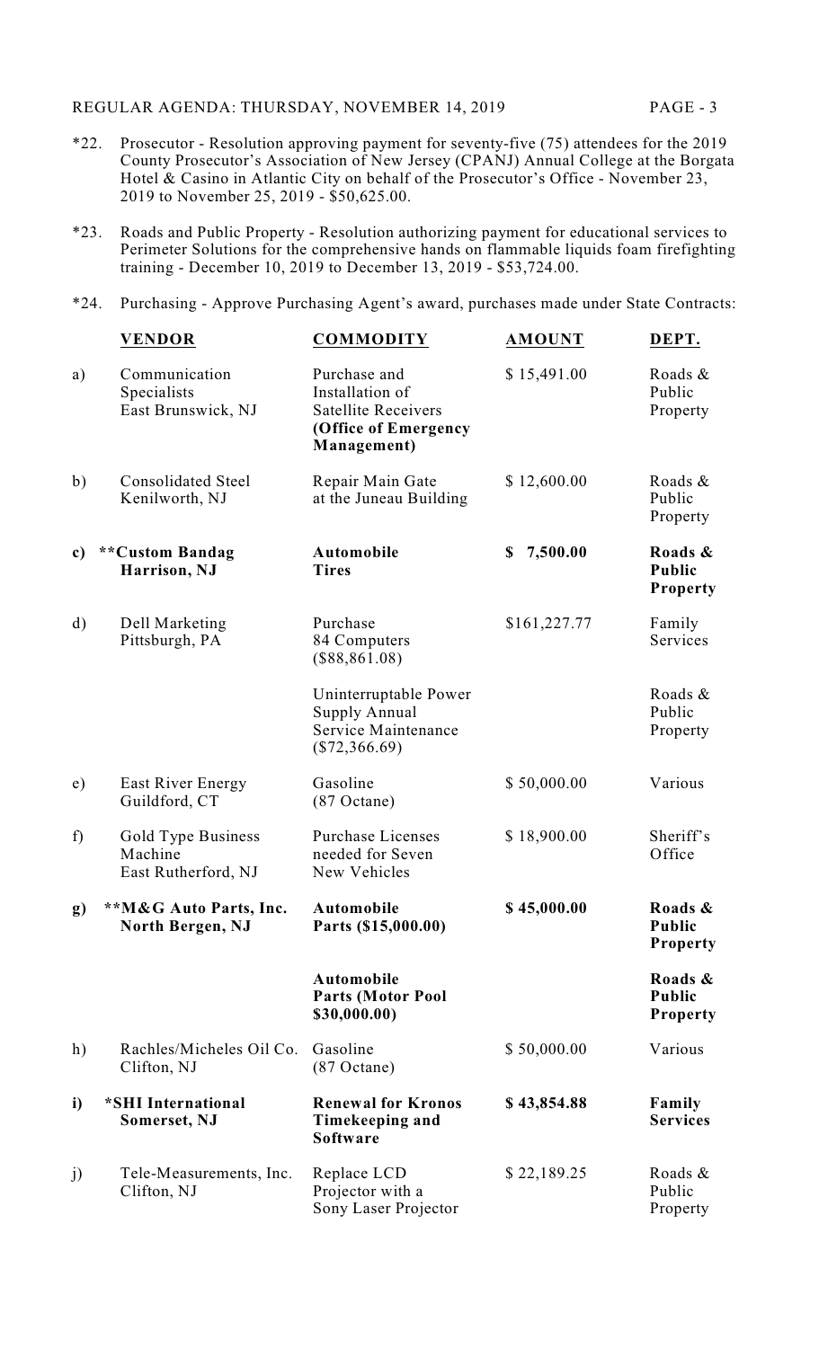*22. Prosecutor - Resolution approving payment for seventy-five (75) attendees for the 2019 County Prosecutor's Association of New Jersey (CPANJ) Annual College at the Borgata Hotel & Casino in Atlantic City on behalf of the Prosecutor's Office - November 23, 2019 to November 25, 2019 - $50,625.00.

*23. Roads and Public Property - Resolution authorizing payment for educational services to Perimeter Solutions for the comprehensive hands on flammable liquids foam firefighting training - December 10, 2019 to December 13, 2019 - $53,724.00.

*24. Purchasing - Approve Purchasing Agent's award, purchases made under State Contracts:

| | VENDOR | COMMODITY | AMOUNT | DEPT. |
|---|---|---|---|---|
| a) | Communication Specialists East Brunswick, NJ | Purchase and Installation of Satellite Receivers **(Office of Emergency Management)** | $ 15,491.00 | Roads & Public Property |
| b) | Consolidated Steel Kenilworth, NJ | Repair Main Gate at the Juneau Building | $ 12,600.00 | Roads & Public Property |
| **c)** | **Custom Bandag Harrison, NJ** | **Automobile Tires** | **$ 7,500.00** | **Roads & Public Property** |
| d) | Dell Marketing Pittsburgh, PA | Purchase 84 Computers ($88,861.08) | $161,227.77 | Family Services |
| | | Uninterruptable Power Supply Annual Service Maintenance ($72,366.69) | | Roads & Public Property |
| e) | East River Energy Guildford, CT | Gasoline (87 Octane) | $ 50,000.00 | Various |
| f) | Gold Type Business Machine East Rutherford, NJ | Purchase Licenses needed for Seven New Vehicles | $ 18,900.00 | Sheriff's Office |
| **g)** | **M&G Auto Parts, Inc. North Bergen, NJ** | **Automobile Parts ($15,000.00)** | **$ 45,000.00** | **Roads & Public Property** |
| | | **Automobile Parts (Motor Pool $30,000.00)** | | **Roads & Public Property** |
| h) | Rachles/Micheles Oil Co. Clifton, NJ | Gasoline (87 Octane) | $ 50,000.00 | Various |
| **i)** | ***SHI International Somerset, NJ** | **Renewal for Kronos Timekeeping and Software** | **$ 43,854.88** | **Family Services** |
| j) | Tele-Measurements, Inc. Clifton, NJ | Replace LCD Projector with a Sony Laser Projector | $ 22,189.25 | Roads & Public Property |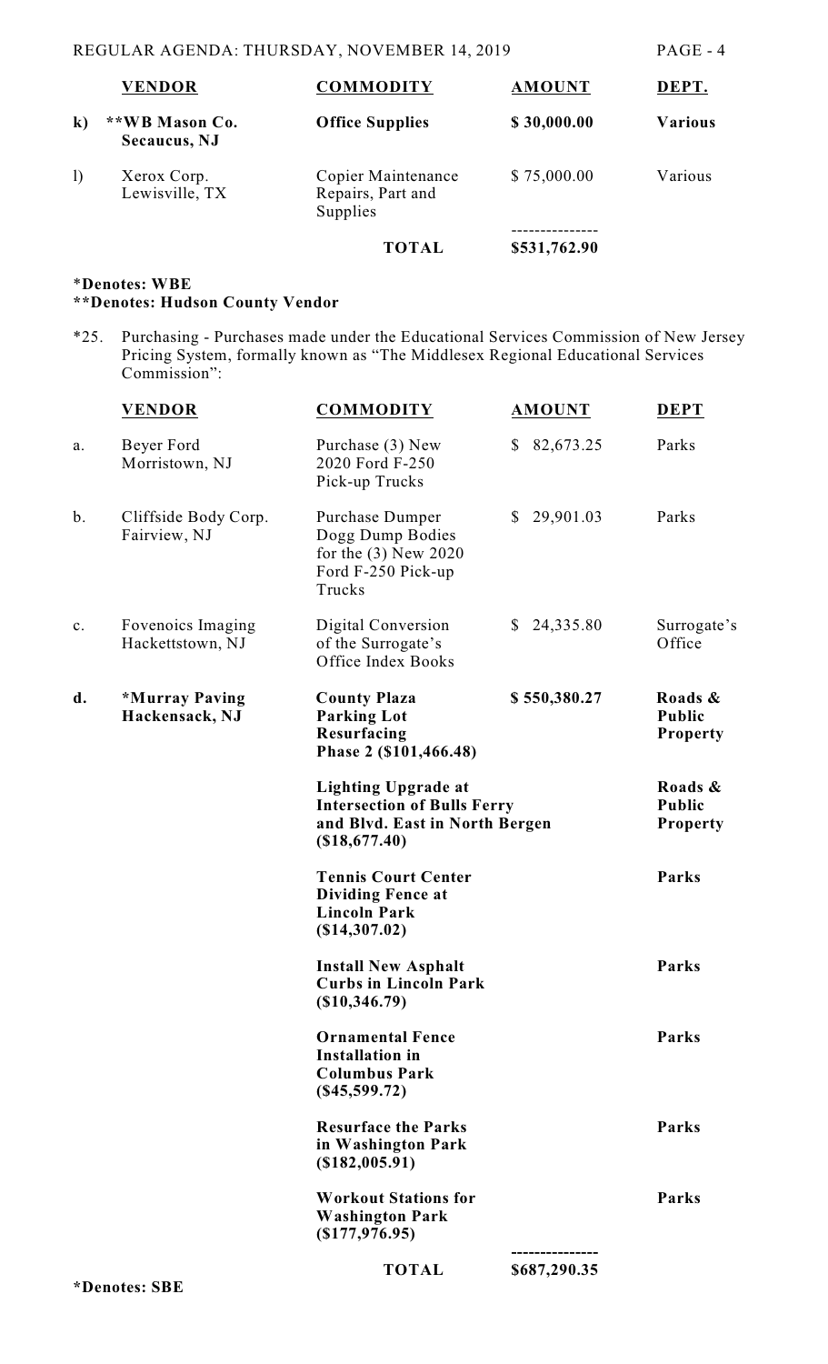| | VENDOR | COMMODITY | AMOUNT | DEPT. |
|---|---|---|---|---|
| **k)** | **\*\*WB Mason Co. Secaucus, NJ** | **Office Supplies** | **$ 30,000.00** | **Various** |
| l) | Xerox Corp. Lewisville, TX | Copier Maintenance Repairs, Part and Supplies | $ 75,000.00 | Various |
| | | **TOTAL** | $531,762.90 | |

**\*Denotes: WBE**
**\*\*Denotes: Hudson County Vendor**

*25. Purchasing - Purchases made under the Educational Services Commission of New Jersey Pricing System, formally known as "The Middlesex Regional Educational Services Commission":

| | VENDOR | COMMODITY | AMOUNT | DEPT |
|---|---|---|---|---|
| a. | Beyer Ford Morristown, NJ | Purchase (3) New 2020 Ford F-250 Pick-up Trucks | $ 82,673.25 | Parks |
| b. | Cliffside Body Corp. Fairview, NJ | Purchase Dumper Dogg Dump Bodies for the (3) New 2020 Ford F-250 Pick-up Trucks | $ 29,901.03 | Parks |
| c. | Fovenoics Imaging Hackettstown, NJ | Digital Conversion of the Surrogate's Office Index Books | $ 24,335.80 | Surrogate's Office |
| **d.** | **\*Murray Paving Hackensack, NJ** | **County Plaza Parking Lot Resurfacing Phase 2 ($101,466.48)** | **$ 550,380.27** | **Roads & Public Property** |
| | | **Lighting Upgrade at Intersection of Bulls Ferry and Blvd. East in North Bergen ($18,677.40)** | | **Roads & Public Property** |
| | | **Tennis Court Center Dividing Fence at Lincoln Park ($14,307.02)** | | **Parks** |
| | | **Install New Asphalt Curbs in Lincoln Park ($10,346.79)** | | **Parks** |
| | | **Ornamental Fence Installation in Columbus Park ($45,599.72)** | | **Parks** |
| | | **Resurface the Parks in Washington Park ($182,005.91)** | | **Parks** |
| | | **Workout Stations for Washington Park ($177,976.95)** | | **Parks** |
| | | **TOTAL** | $687,290.35 | |

**\*Denotes: SBE**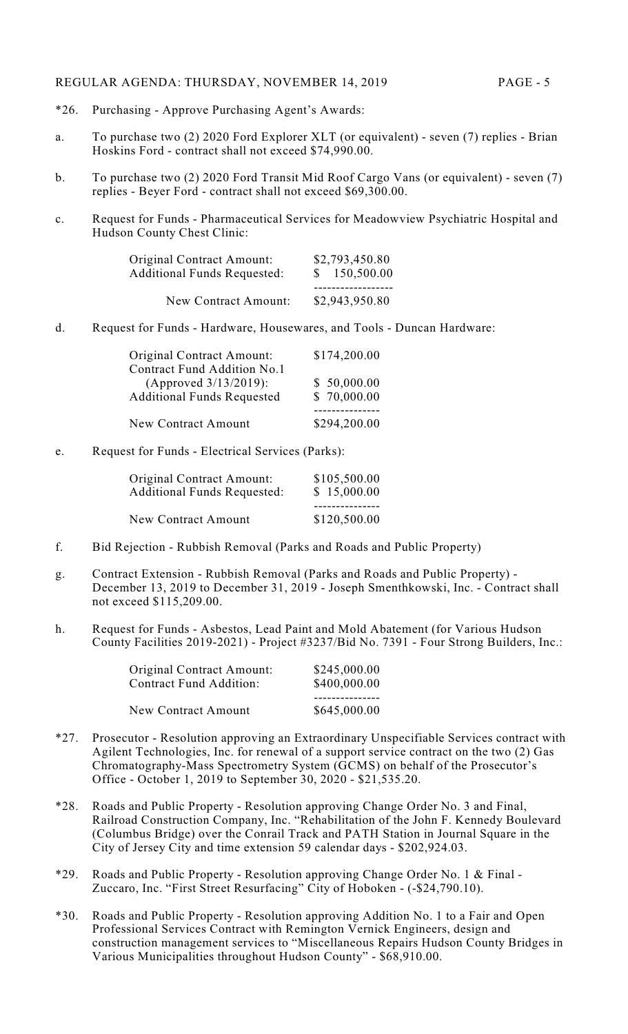*26. Purchasing - Approve Purchasing Agent's Awards:

a. To purchase two (2) 2020 Ford Explorer XLT (or equivalent) - seven (7) replies - Brian Hoskins Ford - contract shall not exceed $74,990.00.

b. To purchase two (2) 2020 Ford Transit Mid Roof Cargo Vans (or equivalent) - seven (7) replies - Beyer Ford - contract shall not exceed $69,300.00.

c. Request for Funds - Pharmaceutical Services for Meadowview Psychiatric Hospital and Hudson County Chest Clinic:

| | |
|---|---|
| Original Contract Amount: | $2,793,450.80 |
| Additional Funds Requested: | $ 150,500.00 |
| New Contract Amount: | $2,943,950.80 |

d. Request for Funds - Hardware, Housewares, and Tools - Duncan Hardware:

| | |
|---|---|
| Original Contract Amount: | $174,200.00 |
| Contract Fund Addition No.1 (Approved 3/13/2019): | $ 50,000.00 |
| Additional Funds Requested | $ 70,000.00 |
| New Contract Amount | $294,200.00 |

e. Request for Funds - Electrical Services (Parks):

| | |
|---|---|
| Original Contract Amount: | $105,500.00 |
| Additional Funds Requested: | $ 15,000.00 |
| New Contract Amount | $120,500.00 |

f. Bid Rejection - Rubbish Removal (Parks and Roads and Public Property)

g. Contract Extension - Rubbish Removal (Parks and Roads and Public Property) - December 13, 2019 to December 31, 2019 - Joseph Smenthkowski, Inc. - Contract shall not exceed $115,209.00.

h. Request for Funds - Asbestos, Lead Paint and Mold Abatement (for Various Hudson County Facilities 2019-2021) - Project #3237/Bid No. 7391 - Four Strong Builders, Inc.:

| | |
|---|---|
| Original Contract Amount: | $245,000.00 |
| Contract Fund Addition: | $400,000.00 |
| New Contract Amount | $645,000.00 |

*27. Prosecutor - Resolution approving an Extraordinary Unspecifiable Services contract with Agilent Technologies, Inc. for renewal of a support service contract on the two (2) Gas Chromatography-Mass Spectrometry System (GCMS) on behalf of the Prosecutor's Office - October 1, 2019 to September 30, 2020 - $21,535.20.

*28. Roads and Public Property - Resolution approving Change Order No. 3 and Final, Railroad Construction Company, Inc. "Rehabilitation of the John F. Kennedy Boulevard (Columbus Bridge) over the Conrail Track and PATH Station in Journal Square in the City of Jersey City and time extension 59 calendar days - $202,924.03.

*29. Roads and Public Property - Resolution approving Change Order No. 1 & Final - Zuccaro, Inc. "First Street Resurfacing" City of Hoboken - (-$24,790.10).

*30. Roads and Public Property - Resolution approving Addition No. 1 to a Fair and Open Professional Services Contract with Remington Vernick Engineers, design and construction management services to "Miscellaneous Repairs Hudson County Bridges in Various Municipalities throughout Hudson County" - $68,910.00.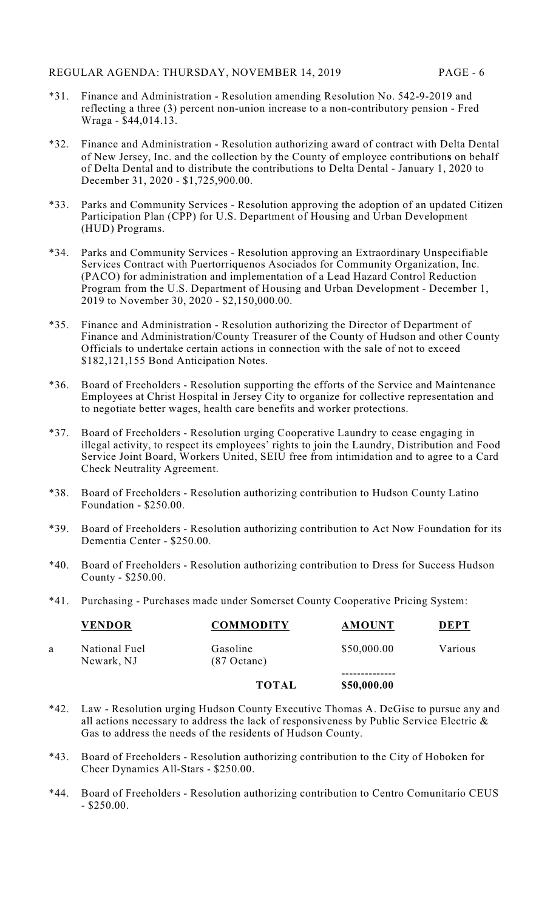*31. Finance and Administration - Resolution amending Resolution No. 542-9-2019 and reflecting a three (3) percent non-union increase to a non-contributory pension - Fred Wraga - $44,014.13.

*32. Finance and Administration - Resolution authorizing award of contract with Delta Dental of New Jersey, Inc. and the collection by the County of employee contributions on behalf of Delta Dental and to distribute the contributions to Delta Dental - January 1, 2020 to December 31, 2020 - $1,725,900.00.

*33. Parks and Community Services - Resolution approving the adoption of an updated Citizen Participation Plan (CPP) for U.S. Department of Housing and Urban Development (HUD) Programs.

*34. Parks and Community Services - Resolution approving an Extraordinary Unspecifiable Services Contract with Puertorriquenos Asociados for Community Organization, Inc. (PACO) for administration and implementation of a Lead Hazard Control Reduction Program from the U.S. Department of Housing and Urban Development - December 1, 2019 to November 30, 2020 - $2,150,000.00.

*35. Finance and Administration - Resolution authorizing the Director of Department of Finance and Administration/County Treasurer of the County of Hudson and other County Officials to undertake certain actions in connection with the sale of not to exceed $182,121,155 Bond Anticipation Notes.

*36. Board of Freeholders - Resolution supporting the efforts of the Service and Maintenance Employees at Christ Hospital in Jersey City to organize for collective representation and to negotiate better wages, health care benefits and worker protections.

*37. Board of Freeholders - Resolution urging Cooperative Laundry to cease engaging in illegal activity, to respect its employees' rights to join the Laundry, Distribution and Food Service Joint Board, Workers United, SEIU free from intimidation and to agree to a Card Check Neutrality Agreement.

*38. Board of Freeholders - Resolution authorizing contribution to Hudson County Latino Foundation - $250.00.

*39. Board of Freeholders - Resolution authorizing contribution to Act Now Foundation for its Dementia Center - $250.00.

*40. Board of Freeholders - Resolution authorizing contribution to Dress for Success Hudson County - $250.00.

*41. Purchasing - Purchases made under Somerset County Cooperative Pricing System:

| | **VENDOR** | **COMMODITY** | **AMOUNT** | **DEPT** |
|---|---|---|---|---|
| a | National Fuel Newark, NJ | Gasoline (87 Octane) | $50,000.00 | Various |
| | | **TOTAL** | **$50,000.00** | |

*42. Law - Resolution urging Hudson County Executive Thomas A. DeGise to pursue any and all actions necessary to address the lack of responsiveness by Public Service Electric & Gas to address the needs of the residents of Hudson County.

*43. Board of Freeholders - Resolution authorizing contribution to the City of Hoboken for Cheer Dynamics All-Stars - $250.00.

*44. Board of Freeholders - Resolution authorizing contribution to Centro Comunitario CEUS - $250.00.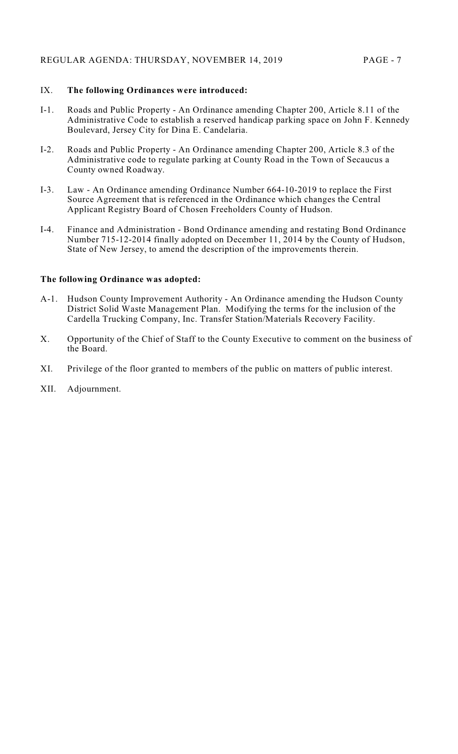IX. **The following Ordinances were introduced:**

I-1. Roads and Public Property - An Ordinance amending Chapter 200, Article 8.11 of the Administrative Code to establish a reserved handicap parking space on John F. Kennedy Boulevard, Jersey City for Dina E. Candelaria.

I-2. Roads and Public Property - An Ordinance amending Chapter 200, Article 8.3 of the Administrative code to regulate parking at County Road in the Town of Secaucus a County owned Roadway.

I-3. Law - An Ordinance amending Ordinance Number 664-10-2019 to replace the First Source Agreement that is referenced in the Ordinance which changes the Central Applicant Registry Board of Chosen Freeholders County of Hudson.

I-4. Finance and Administration - Bond Ordinance amending and restating Bond Ordinance Number 715-12-2014 finally adopted on December 11, 2014 by the County of Hudson, State of New Jersey, to amend the description of the improvements therein.

**The following Ordinance was adopted:**

A-1. Hudson County Improvement Authority - An Ordinance amending the Hudson County District Solid Waste Management Plan. Modifying the terms for the inclusion of the Cardella Trucking Company, Inc. Transfer Station/Materials Recovery Facility.

X. Opportunity of the Chief of Staff to the County Executive to comment on the business of the Board.

XI. Privilege of the floor granted to members of the public on matters of public interest.

XII. Adjournment.